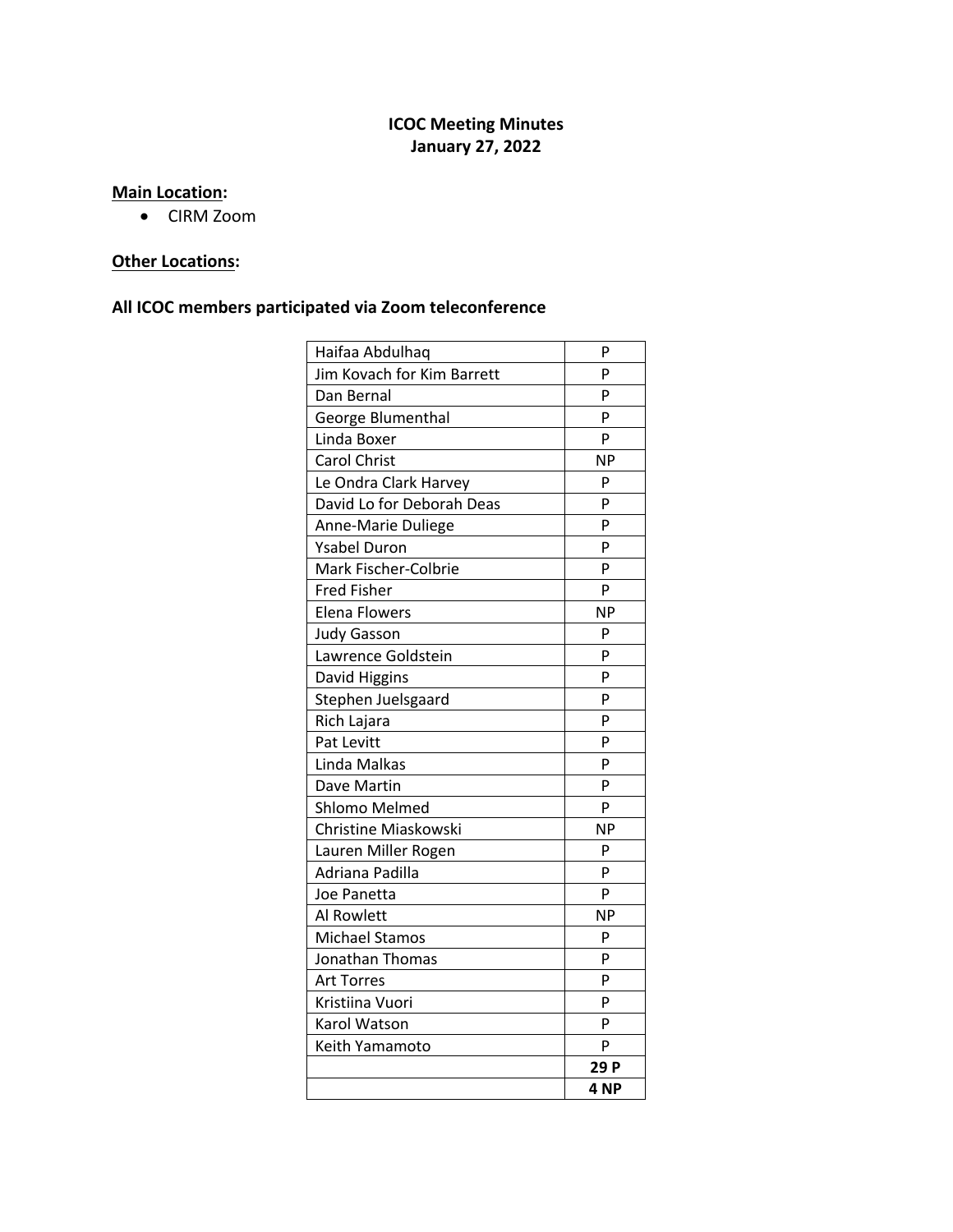# ICOC Meeting Minutes
## January 27, 2022

**Main Location:**

- CIRM Zoom

**Other Locations:**

**All ICOC members participated via Zoom teleconference**

| | |
|---|---|
| Haifaa Abdulhaq | P |
| Jim Kovach for Kim Barrett | P |
| Dan Bernal | P |
| George Blumenthal | P |
| Linda Boxer | P |
| Carol Christ | NP |
| Le Ondra Clark Harvey | P |
| David Lo for Deborah Deas | P |
| Anne-Marie Duliege | P |
| Ysabel Duron | P |
| Mark Fischer-Colbrie | P |
| Fred Fisher | P |
| Elena Flowers | NP |
| Judy Gasson | P |
| Lawrence Goldstein | P |
| David Higgins | P |
| Stephen Juelsgaard | P |
| Rich Lajara | P |
| Pat Levitt | P |
| Linda Malkas | P |
| Dave Martin | P |
| Shlomo Melmed | P |
| Christine Miaskowski | NP |
| Lauren Miller Rogen | P |
| Adriana Padilla | P |
| Joe Panetta | P |
| Al Rowlett | NP |
| Michael Stamos | P |
| Jonathan Thomas | P |
| Art Torres | P |
| Kristiina Vuori | P |
| Karol Watson | P |
| Keith Yamamoto | P |
| | **29 P** |
| | **4 NP** |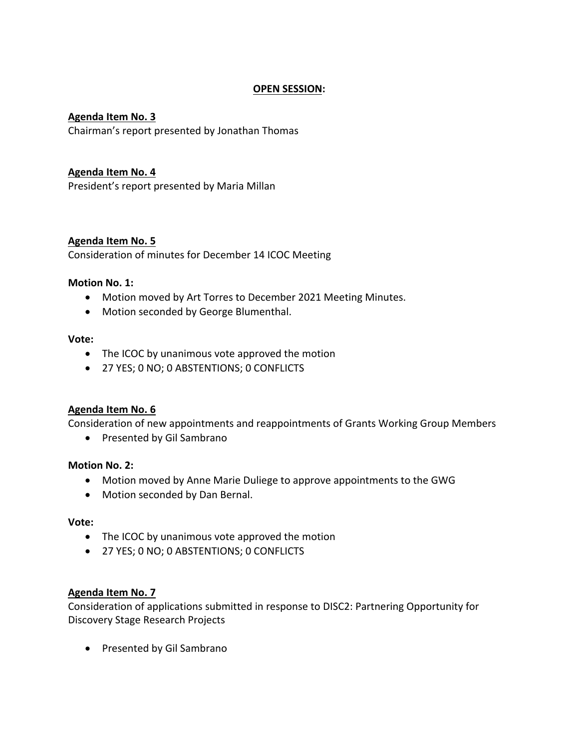**OPEN SESSION:**

**Agenda Item No. 3**
Chairman's report presented by Jonathan Thomas

**Agenda Item No. 4**
President's report presented by Maria Millan

**Agenda Item No. 5**
Consideration of minutes for December 14 ICOC Meeting

**Motion No. 1:**

- Motion moved by Art Torres to December 2021 Meeting Minutes.
- Motion seconded by George Blumenthal.

**Vote:**

- The ICOC by unanimous vote approved the motion
- 27 YES; 0 NO; 0 ABSTENTIONS; 0 CONFLICTS

**Agenda Item No. 6**
Consideration of new appointments and reappointments of Grants Working Group Members

- Presented by Gil Sambrano

**Motion No. 2:**

- Motion moved by Anne Marie Duliege to approve appointments to the GWG
- Motion seconded by Dan Bernal.

**Vote:**

- The ICOC by unanimous vote approved the motion
- 27 YES; 0 NO; 0 ABSTENTIONS; 0 CONFLICTS

**Agenda Item No. 7**
Consideration of applications submitted in response to DISC2: Partnering Opportunity for Discovery Stage Research Projects

- Presented by Gil Sambrano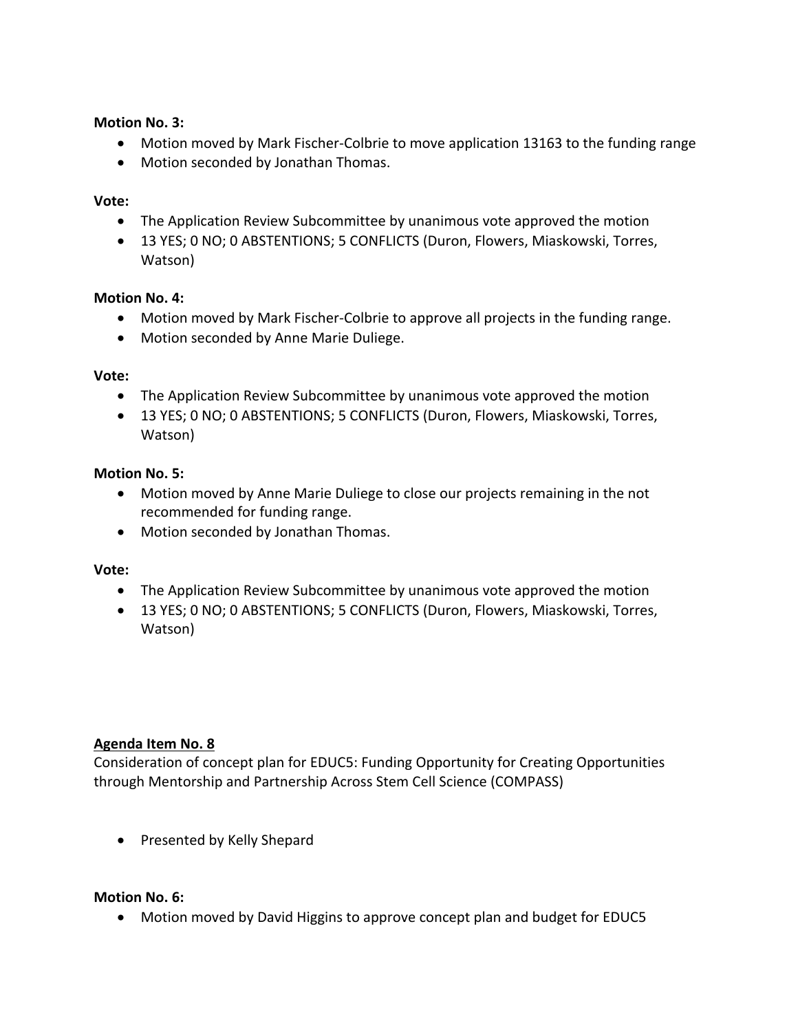**Motion No. 3:**

- Motion moved by Mark Fischer-Colbrie to move application 13163 to the funding range
- Motion seconded by Jonathan Thomas.

**Vote:**

- The Application Review Subcommittee by unanimous vote approved the motion
- 13 YES; 0 NO; 0 ABSTENTIONS; 5 CONFLICTS (Duron, Flowers, Miaskowski, Torres, Watson)

**Motion No. 4:**

- Motion moved by Mark Fischer-Colbrie to approve all projects in the funding range.
- Motion seconded by Anne Marie Duliege.

**Vote:**

- The Application Review Subcommittee by unanimous vote approved the motion
- 13 YES; 0 NO; 0 ABSTENTIONS; 5 CONFLICTS (Duron, Flowers, Miaskowski, Torres, Watson)

**Motion No. 5:**

- Motion moved by Anne Marie Duliege to close our projects remaining in the not recommended for funding range.
- Motion seconded by Jonathan Thomas.

**Vote:**

- The Application Review Subcommittee by unanimous vote approved the motion
- 13 YES; 0 NO; 0 ABSTENTIONS; 5 CONFLICTS (Duron, Flowers, Miaskowski, Torres, Watson)

**Agenda Item No. 8**

Consideration of concept plan for EDUC5: Funding Opportunity for Creating Opportunities through Mentorship and Partnership Across Stem Cell Science (COMPASS)

- Presented by Kelly Shepard

**Motion No. 6:**

- Motion moved by David Higgins to approve concept plan and budget for EDUC5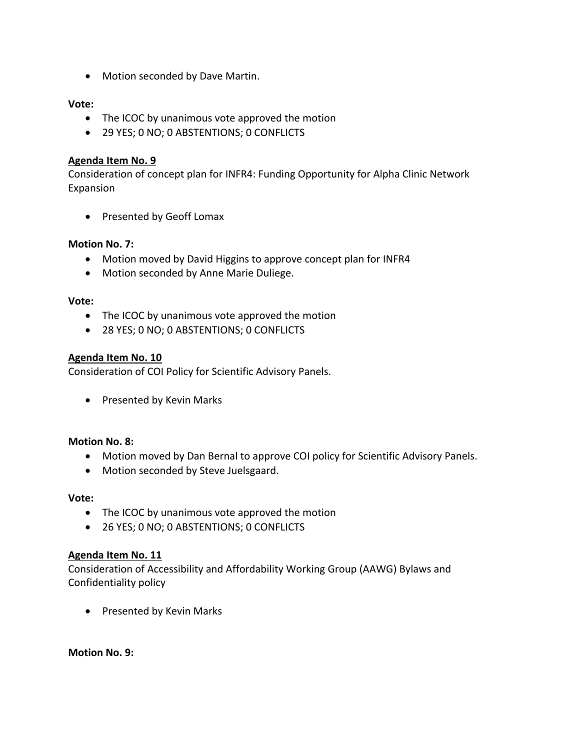- Motion seconded by Dave Martin.

**Vote:**

- The ICOC by unanimous vote approved the motion
- 29 YES; 0 NO; 0 ABSTENTIONS; 0 CONFLICTS

**Agenda Item No. 9**

Consideration of concept plan for INFR4: Funding Opportunity for Alpha Clinic Network Expansion

- Presented by Geoff Lomax

**Motion No. 7:**

- Motion moved by David Higgins to approve concept plan for INFR4
- Motion seconded by Anne Marie Duliege.

**Vote:**

- The ICOC by unanimous vote approved the motion
- 28 YES; 0 NO; 0 ABSTENTIONS; 0 CONFLICTS

**Agenda Item No. 10**

Consideration of COI Policy for Scientific Advisory Panels.

- Presented by Kevin Marks

**Motion No. 8:**

- Motion moved by Dan Bernal to approve COI policy for Scientific Advisory Panels.
- Motion seconded by Steve Juelsgaard.

**Vote:**

- The ICOC by unanimous vote approved the motion
- 26 YES; 0 NO; 0 ABSTENTIONS; 0 CONFLICTS

**Agenda Item No. 11**

Consideration of Accessibility and Affordability Working Group (AAWG) Bylaws and Confidentiality policy

- Presented by Kevin Marks

**Motion No. 9:**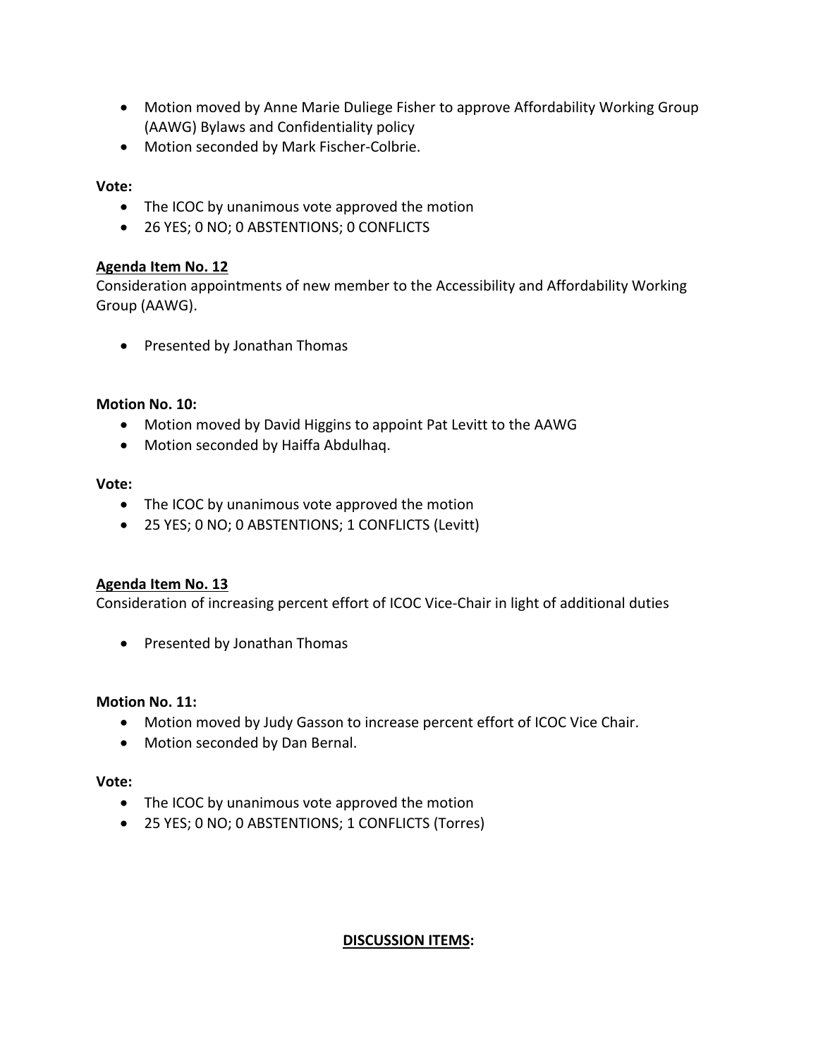- Motion moved by Anne Marie Duliege Fisher to approve Affordability Working Group (AAWG) Bylaws and Confidentiality policy
- Motion seconded by Mark Fischer-Colbrie.

**Vote:**

- The ICOC by unanimous vote approved the motion
- 26 YES; 0 NO; 0 ABSTENTIONS; 0 CONFLICTS

**<u>Agenda Item No. 12</u>**

Consideration appointments of new member to the Accessibility and Affordability Working Group (AAWG).

- Presented by Jonathan Thomas

**Motion No. 10:**

- Motion moved by David Higgins to appoint Pat Levitt to the AAWG
- Motion seconded by Haiffa Abdulhaq.

**Vote:**

- The ICOC by unanimous vote approved the motion
- 25 YES; 0 NO; 0 ABSTENTIONS; 1 CONFLICTS (Levitt)

**<u>Agenda Item No. 13</u>**

Consideration of increasing percent effort of ICOC Vice-Chair in light of additional duties

- Presented by Jonathan Thomas

**Motion No. 11:**

- Motion moved by Judy Gasson to increase percent effort of ICOC Vice Chair.
- Motion seconded by Dan Bernal.

**Vote:**

- The ICOC by unanimous vote approved the motion
- 25 YES; 0 NO; 0 ABSTENTIONS; 1 CONFLICTS (Torres)

**<u>DISCUSSION ITEMS</u>:**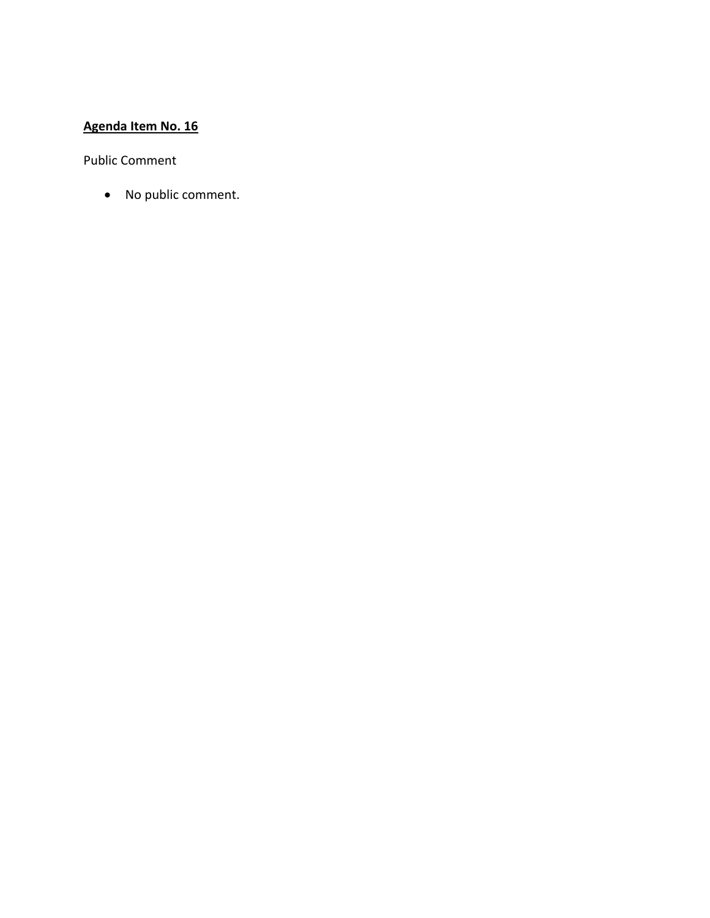**Agenda Item No. 16**

Public Comment

- No public comment.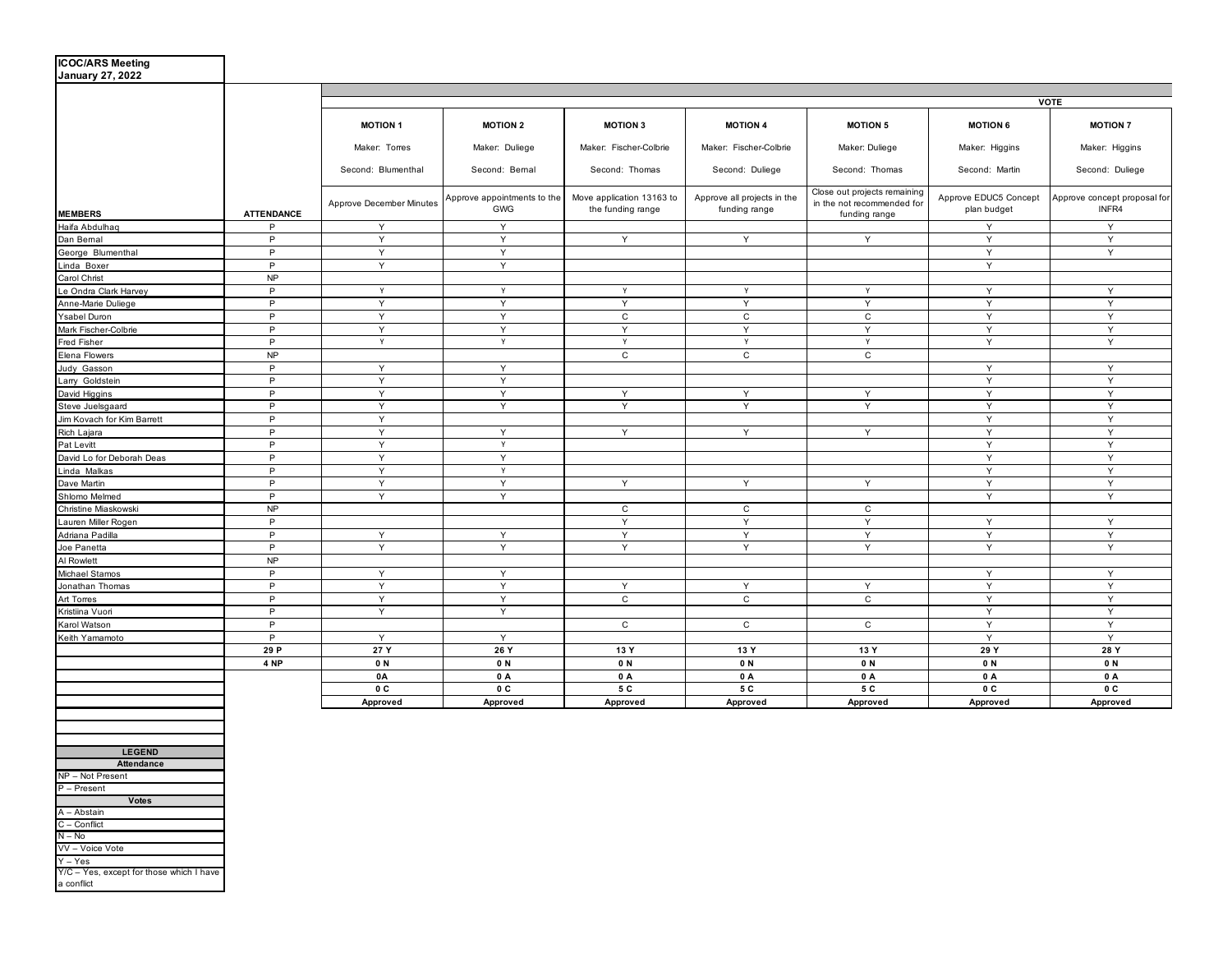**ICOC/ARS Meeting**
**January 27, 2022**

| MEMBERS | ATTENDANCE | MOTION 1 | MOTION 2 | MOTION 3 | MOTION 4 | MOTION 5 | MOTION 6 | MOTION 7 |
|---|---|---|---|---|---|---|---|---|
| | | Maker: Torres | Maker: Duliege | Maker: Fischer-Colbrie | Maker: Fischer-Colbrie | Maker: Duliege | Maker: Higgins | Maker: Higgins |
| | | Second: Blumenthal | Second: Bernal | Second: Thomas | Second: Duliege | Second: Thomas | Second: Martin | Second: Duliege |
| | | Approve December Minutes | Approve appointments to the GWG | Move application 13163 to the funding range | Approve all projects in the funding range | Close out projects remaining in the not recommended for funding range | Approve EDUC5 Concept plan budget | Approve concept proposal for INFR4 |
| Haifa Abdulhaq | P | Y | Y | | | | Y | Y |
| Dan Bernal | P | Y | Y | Y | Y | Y | Y | Y |
| George Blumenthal | P | Y | Y | | | | Y | Y |
| Linda Boxer | P | Y | Y | | | | Y | |
| Carol Christ | NP | | | | | | | |
| Le Ondra Clark Harvey | P | Y | Y | Y | Y | Y | Y | Y |
| Anne-Marie Duliege | P | Y | Y | Y | Y | Y | Y | Y |
| Ysabel Duron | P | Y | Y | C | C | C | Y | Y |
| Mark Fischer-Colbrie | P | Y | Y | Y | Y | Y | Y | Y |
| Fred Fisher | P | Y | Y | Y | Y | Y | Y | Y |
| Elena Flowers | NP | | | C | C | C | | |
| Judy Gasson | P | Y | Y | | | | Y | Y |
| Larry Goldstein | P | Y | Y | | | | Y | Y |
| David Higgins | P | Y | Y | Y | Y | Y | Y | Y |
| Steve Juelsgaard | P | Y | Y | Y | Y | Y | Y | Y |
| Jim Kovach for Kim Barrett | P | Y | | | | | Y | Y |
| Rich Lajara | P | Y | Y | Y | Y | Y | Y | Y |
| Pat Levitt | P | Y | Y | | | | Y | Y |
| David Lo for Deborah Deas | P | Y | Y | | | | Y | Y |
| Linda Malkas | P | Y | Y | | | | Y | Y |
| Dave Martin | P | Y | Y | Y | Y | Y | Y | Y |
| Shlomo Melmed | P | Y | Y | | | | Y | Y |
| Christine Miaskowski | NP | | | C | C | C | | |
| Lauren Miller Rogen | P | | | Y | Y | Y | Y | Y |
| Adriana Padilla | P | Y | Y | Y | Y | Y | Y | Y |
| Joe Panetta | P | Y | Y | Y | Y | Y | Y | Y |
| Al Rowlett | NP | | | | | | | |
| Michael Stamos | P | Y | Y | | | | Y | Y |
| Jonathan Thomas | P | Y | Y | Y | Y | Y | Y | Y |
| Art Torres | P | Y | Y | C | C | C | Y | Y |
| Kristiina Vuori | P | Y | Y | | | | Y | Y |
| Karol Watson | P | | | C | C | C | Y | Y |
| Keith Yamamoto | P | Y | Y | | | | Y | Y |
| | 29 P | 27 Y | 26 Y | 13 Y | 13 Y | 13 Y | 29 Y | 28 Y |
| | 4 NP | 0 N | 0 N | 0 N | 0 N | 0 N | 0 N | 0 N |
| | | 0A | 0 A | 0 A | 0 A | 0 A | 0 A | 0 A |
| | | 0 C | 0 C | 5 C | 5 C | 5 C | 0 C | 0 C |
| | | Approved | Approved | Approved | Approved | Approved | Approved | Approved |

| LEGEND |
|---|
| **Attendance** |
| NP – Not Present |
| P – Present |
| **Votes** |
| A – Abstain |
| C – Conflict |
| N – No |
| VV – Voice Vote |
| Y – Yes |
| Y/C – Yes, except for those which I have a conflict |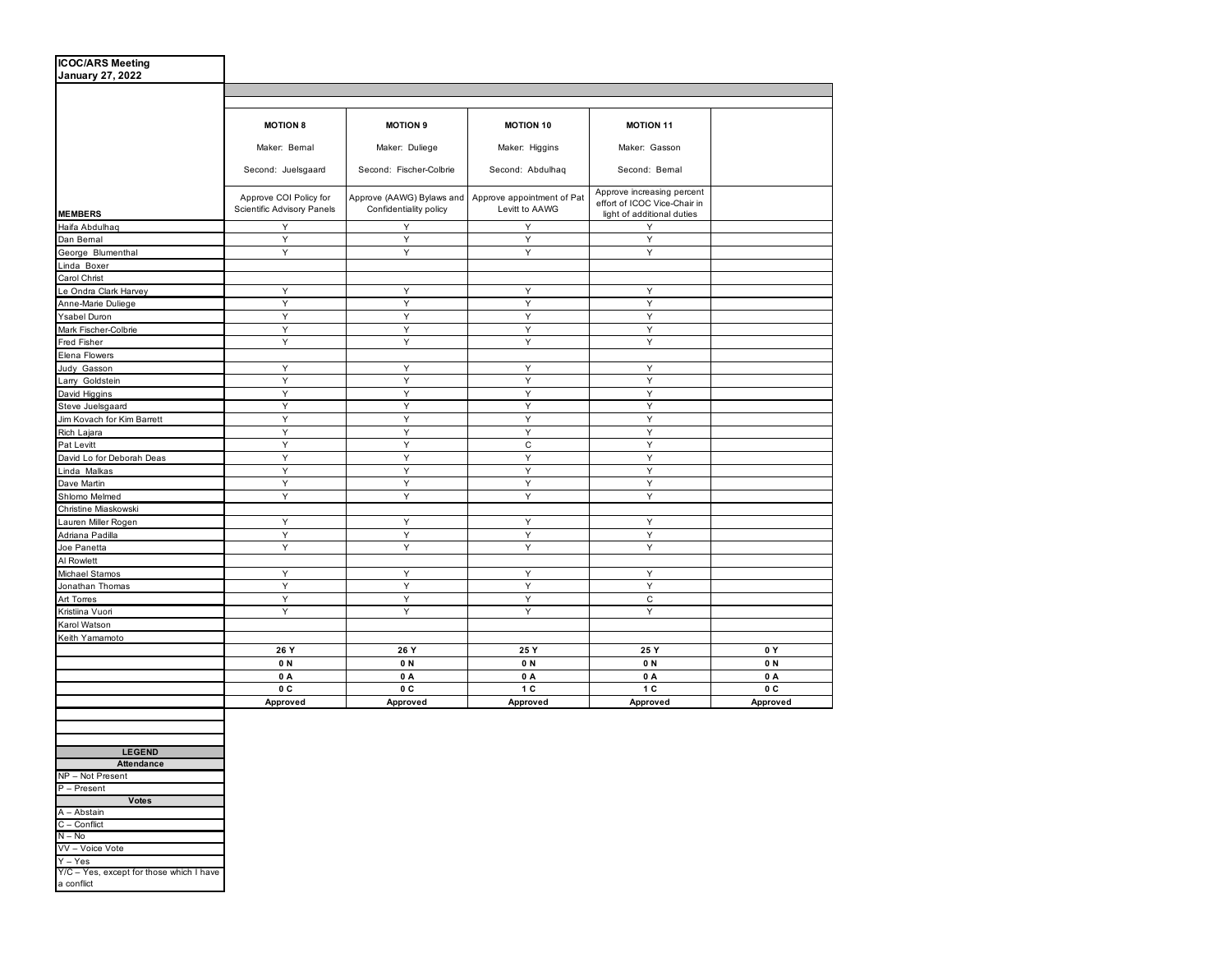**ICOC/ARS Meeting**
**January 27, 2022**

| MEMBERS | MOTION 8<br>Maker: Bernal<br>Second: Juelsgaard<br>Approve COI Policy for Scientific Advisory Panels | MOTION 9<br>Maker: Duliege<br>Second: Fischer-Colbrie<br>Approve (AAWG) Bylaws and Confidentiality policy | MOTION 10<br>Maker: Higgins<br>Second: Abdulhaq<br>Approve appointment of Pat Levitt to AAWG | MOTION 11<br>Maker: Gasson<br>Second: Bernal<br>Approve increasing percent effort of ICOC Vice-Chair in light of additional duties | |
|---|---|---|---|---|---|
| Haifa Abdulhaq | Y | Y | Y | Y | |
| Dan Bernal | Y | Y | Y | Y | |
| George Blumenthal | Y | Y | Y | Y | |
| Linda Boxer | | | | | |
| Carol Christ | | | | | |
| Le Ondra Clark Harvey | Y | Y | Y | Y | |
| Anne-Marie Duliege | Y | Y | Y | Y | |
| Ysabel Duron | Y | Y | Y | Y | |
| Mark Fischer-Colbrie | Y | Y | Y | Y | |
| Fred Fisher | Y | Y | Y | Y | |
| Elena Flowers | | | | | |
| Judy Gasson | Y | Y | Y | Y | |
| Larry Goldstein | Y | Y | Y | Y | |
| David Higgins | Y | Y | Y | Y | |
| Steve Juelsgaard | Y | Y | Y | Y | |
| Jim Kovach for Kim Barrett | Y | Y | Y | Y | |
| Rich Lajara | Y | Y | Y | Y | |
| Pat Levitt | Y | Y | C | Y | |
| David Lo for Deborah Deas | Y | Y | Y | Y | |
| Linda Malkas | Y | Y | Y | Y | |
| Dave Martin | Y | Y | Y | Y | |
| Shlomo Melmed | Y | Y | Y | Y | |
| Christine Miaskowski | | | | | |
| Lauren Miller Rogen | Y | Y | Y | Y | |
| Adriana Padilla | Y | Y | Y | Y | |
| Joe Panetta | Y | Y | Y | Y | |
| Al Rowlett | | | | | |
| Michael Stamos | Y | Y | Y | Y | |
| Jonathan Thomas | Y | Y | Y | Y | |
| Art Torres | Y | Y | Y | C | |
| Kristiina Vuori | Y | Y | Y | Y | |
| Karol Watson | | | | | |
| Keith Yamamoto | | | | | |
| | **26 Y** | **26 Y** | **25 Y** | **25 Y** | **0 Y** |
| | **0 N** | **0 N** | **0 N** | **0 N** | **0 N** |
| | **0 A** | **0 A** | **0 A** | **0 A** | **0 A** |
| | **0 C** | **0 C** | **1 C** | **1 C** | **0 C** |
| | **Approved** | **Approved** | **Approved** | **Approved** | **Approved** |

| LEGEND |
|---|
| **Attendance** |
| NP – Not Present |
| P – Present |
| **Votes** |
| A – Abstain |
| C – Conflict |
| N – No |
| VV – Voice Vote |
| Y – Yes |
| Y/C – Yes, except for those which I have a conflict |